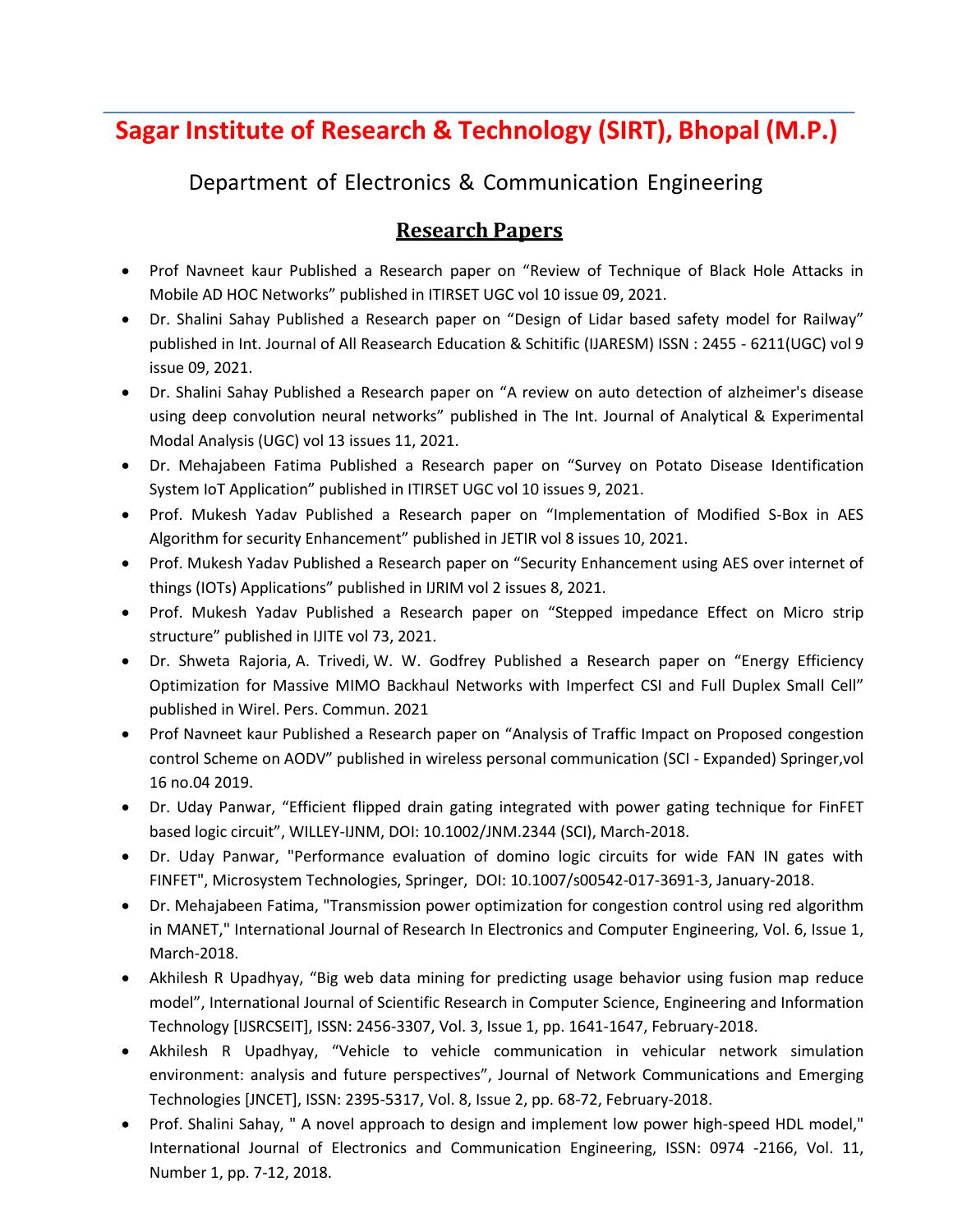# Sagar Institute of Research & Technology (SIRT), Bhopal (M.P.)

## Department of Electronics & Communication Engineering

### Research Papers

- Prof Navneet kaur Published a Research paper on "Review of Technique of Black Hole Attacks in Mobile AD HOC Networks" published in ITIRSET UGC vol 10 issue 09, 2021.
- Dr. Shalini Sahay Published a Research paper on "Design of Lidar based safety model for Railway" published in Int. Journal of All Reasearch Education & Schitific (IJARESM) ISSN : 2455 - 6211(UGC) vol 9 issue 09, 2021.
- Dr. Shalini Sahay Published a Research paper on "A review on auto detection of alzheimer's disease using deep convolution neural networks" published in The Int. Journal of Analytical & Experimental Modal Analysis (UGC) vol 13 issues 11, 2021.
- Dr. Mehajabeen Fatima Published a Research paper on "Survey on Potato Disease Identification System IoT Application" published in ITIRSET UGC vol 10 issues 9, 2021.
- Prof. Mukesh Yadav Published a Research paper on "Implementation of Modified S-Box in AES Algorithm for security Enhancement" published in JETIR vol 8 issues 10, 2021.
- Prof. Mukesh Yadav Published a Research paper on "Security Enhancement using AES over internet of things (IOTs) Applications" published in IJRIM vol 2 issues 8, 2021.
- Prof. Mukesh Yadav Published a Research paper on "Stepped impedance Effect on Micro strip structure" published in IJITE vol 73, 2021.
- Dr. Shweta Rajoria, A. Trivedi, W. W. Godfrey Published a Research paper on "Energy Efficiency Optimization for Massive MIMO Backhaul Networks with Imperfect CSI and Full Duplex Small Cell" published in Wirel. Pers. Commun. 2021
- Prof Navneet kaur Published a Research paper on "Analysis of Traffic Impact on Proposed congestion control Scheme on AODV" published in wireless personal communication (SCI - Expanded) Springer,vol 16 no.04 2019.
- Dr. Uday Panwar, "Efficient flipped drain gating integrated with power gating technique for FinFET based logic circuit", WILLEY-IJNM, DOI: 10.1002/JNM.2344 (SCI), March-2018.
- Dr. Uday Panwar, "Performance evaluation of domino logic circuits for wide FAN IN gates with FINFET", Microsystem Technologies, Springer, DOI: 10.1007/s00542-017-3691-3, January-2018.
- Dr. Mehajabeen Fatima, "Transmission power optimization for congestion control using red algorithm in MANET," International Journal of Research In Electronics and Computer Engineering, Vol. 6, Issue 1, March-2018.
- Akhilesh R Upadhyay, "Big web data mining for predicting usage behavior using fusion map reduce model", International Journal of Scientific Research in Computer Science, Engineering and Information Technology [IJSRCSEIT], ISSN: 2456-3307, Vol. 3, Issue 1, pp. 1641-1647, February-2018.
- Akhilesh R Upadhyay, "Vehicle to vehicle communication in vehicular network simulation environment: analysis and future perspectives", Journal of Network Communications and Emerging Technologies [JNCET], ISSN: 2395-5317, Vol. 8, Issue 2, pp. 68-72, February-2018.
- Prof. Shalini Sahay, " A novel approach to design and implement low power high-speed HDL model," International Journal of Electronics and Communication Engineering, ISSN: 0974 -2166, Vol. 11, Number 1, pp. 7-12, 2018.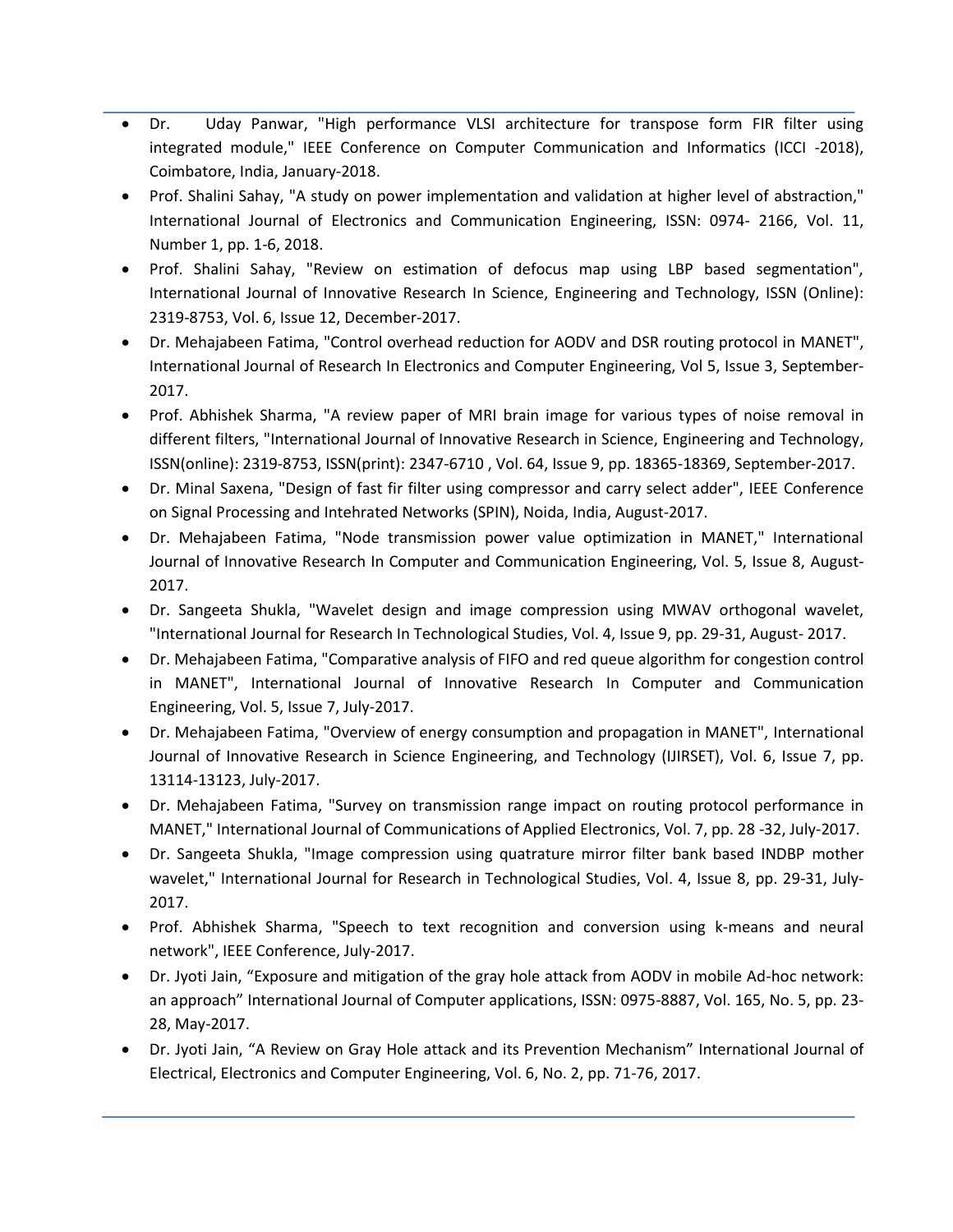- Dr. Uday Panwar, "High performance VLSI architecture for transpose form FIR filter using integrated module," IEEE Conference on Computer Communication and Informatics (ICCI -2018), Coimbatore, India, January-2018.
- Prof. Shalini Sahay, "A study on power implementation and validation at higher level of abstraction," International Journal of Electronics and Communication Engineering, ISSN: 0974- 2166, Vol. 11, Number 1, pp. 1-6, 2018.
- Prof. Shalini Sahay, "Review on estimation of defocus map using LBP based segmentation", International Journal of Innovative Research In Science, Engineering and Technology, ISSN (Online): 2319-8753, Vol. 6, Issue 12, December-2017.
- Dr. Mehajabeen Fatima, "Control overhead reduction for AODV and DSR routing protocol in MANET", International Journal of Research In Electronics and Computer Engineering, Vol 5, Issue 3, September-2017.
- Prof. Abhishek Sharma, "A review paper of MRI brain image for various types of noise removal in different filters, "International Journal of Innovative Research in Science, Engineering and Technology, ISSN(online): 2319-8753, ISSN(print): 2347-6710 , Vol. 64, Issue 9, pp. 18365-18369, September-2017.
- Dr. Minal Saxena, "Design of fast fir filter using compressor and carry select adder", IEEE Conference on Signal Processing and Intehrated Networks (SPIN), Noida, India, August-2017.
- Dr. Mehajabeen Fatima, "Node transmission power value optimization in MANET," International Journal of Innovative Research In Computer and Communication Engineering, Vol. 5, Issue 8, August-2017.
- Dr. Sangeeta Shukla, "Wavelet design and image compression using MWAV orthogonal wavelet, "International Journal for Research In Technological Studies, Vol. 4, Issue 9, pp. 29-31, August- 2017.
- Dr. Mehajabeen Fatima, "Comparative analysis of FIFO and red queue algorithm for congestion control in MANET", International Journal of Innovative Research In Computer and Communication Engineering, Vol. 5, Issue 7, July-2017.
- Dr. Mehajabeen Fatima, "Overview of energy consumption and propagation in MANET", International Journal of Innovative Research in Science Engineering, and Technology (IJIRSET), Vol. 6, Issue 7, pp. 13114-13123, July-2017.
- Dr. Mehajabeen Fatima, "Survey on transmission range impact on routing protocol performance in MANET," International Journal of Communications of Applied Electronics, Vol. 7, pp. 28 -32, July-2017.
- Dr. Sangeeta Shukla, "Image compression using quatrature mirror filter bank based INDBP mother wavelet," International Journal for Research in Technological Studies, Vol. 4, Issue 8, pp. 29-31, July-2017.
- Prof. Abhishek Sharma, "Speech to text recognition and conversion using k-means and neural network", IEEE Conference, July-2017.
- Dr. Jyoti Jain, “Exposure and mitigation of the gray hole attack from AODV in mobile Ad-hoc network: an approach” International Journal of Computer applications, ISSN: 0975-8887, Vol. 165, No. 5, pp. 23-28, May-2017.
- Dr. Jyoti Jain, “A Review on Gray Hole attack and its Prevention Mechanism” International Journal of Electrical, Electronics and Computer Engineering, Vol. 6, No. 2, pp. 71-76, 2017.